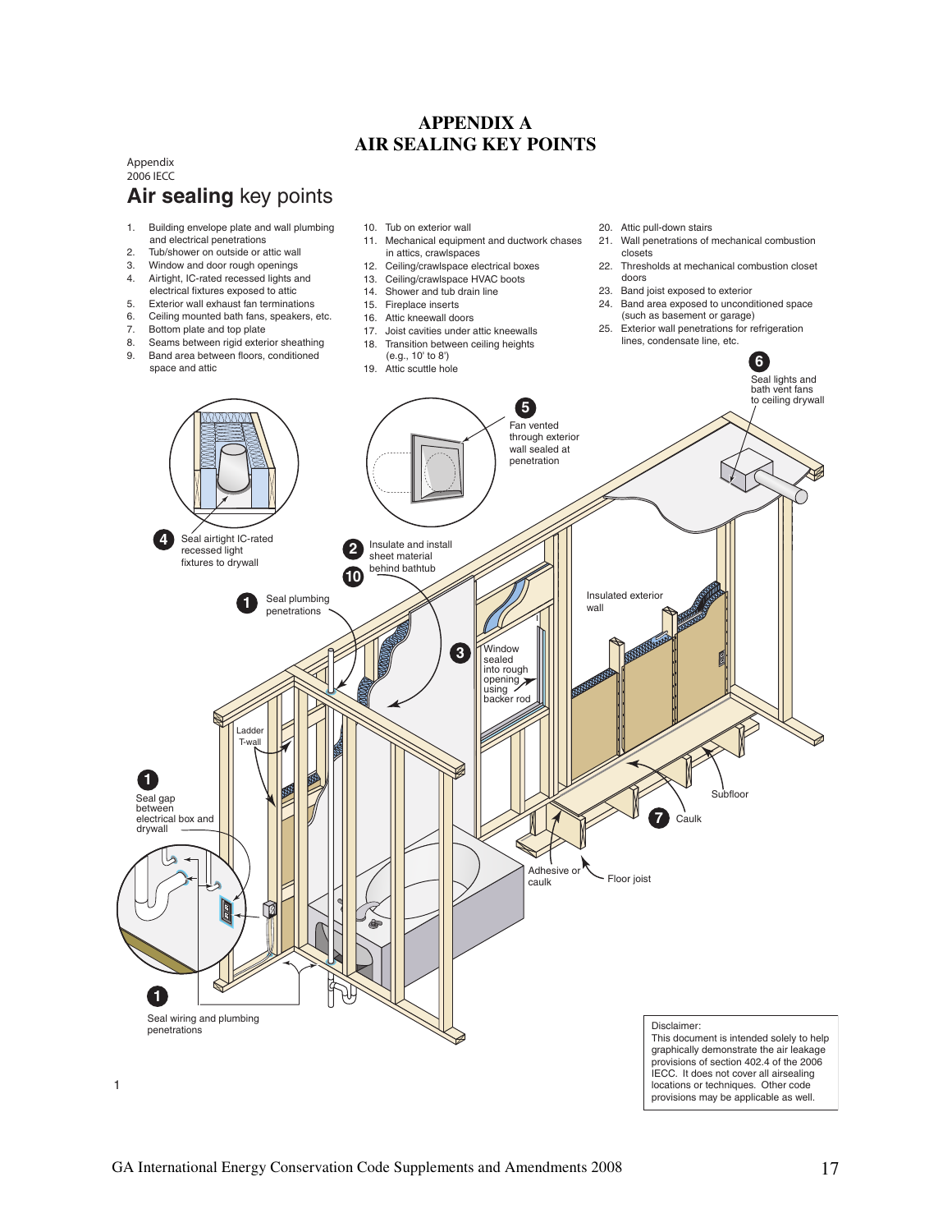# APPENDIX A
# AIR SEALING KEY POINTS

Appendix
2006 IECC

## **Air sealing** key points

1. Building envelope plate and wall plumbing and electrical penetrations
2. Tub/shower on outside or attic wall
3. Window and door rough openings
4. Airtight, IC-rated recessed lights and electrical fixtures exposed to attic
5. Exterior wall exhaust fan terminations
6. Ceiling mounted bath fans, speakers, etc.
7. Bottom plate and top plate
8. Seams between rigid exterior sheathing
9. Band area between floors, conditioned space and attic
10. Tub on exterior wall
11. Mechanical equipment and ductwork chases in attics, crawlspaces
12. Ceiling/crawlspace electrical boxes
13. Ceiling/crawlspace HVAC boots
14. Shower and tub drain line
15. Fireplace inserts
16. Attic kneewall doors
17. Joist cavities under attic kneewalls
18. Transition between ceiling heights (e.g., 10' to 8')
19. Attic scuttle hole
20. Attic pull-down stairs
21. Wall penetrations of mechanical combustion closets
22. Thresholds at mechanical combustion closet doors
23. Band joist exposed to exterior
24. Band area exposed to unconditioned space (such as basement or garage)
25. Exterior wall penetrations for refrigeration lines, condensate line, etc.

6 Seal lights and bath vent fans to ceiling drywall

5 Fan vented through exterior wall sealed at penetration

4 Seal airtight IC-rated recessed light fixtures to drywall

2 10 Insulate and install sheet material behind bathtub

1 Seal plumbing penetrations

3 Window sealed into rough opening using backer rod

Insulated exterior wall

Ladder T-wall

1 Seal gap between electrical box and drywall

Subfloor

7 Caulk

Adhesive or caulk

Floor joist

1 Seal wiring and plumbing penetrations

Disclaimer:
This document is intended solely to help graphically demonstrate the air leakage provisions of section 402.4 of the 2006 IECC. It does not cover all airsealing locations or techniques. Other code provisions may be applicable as well.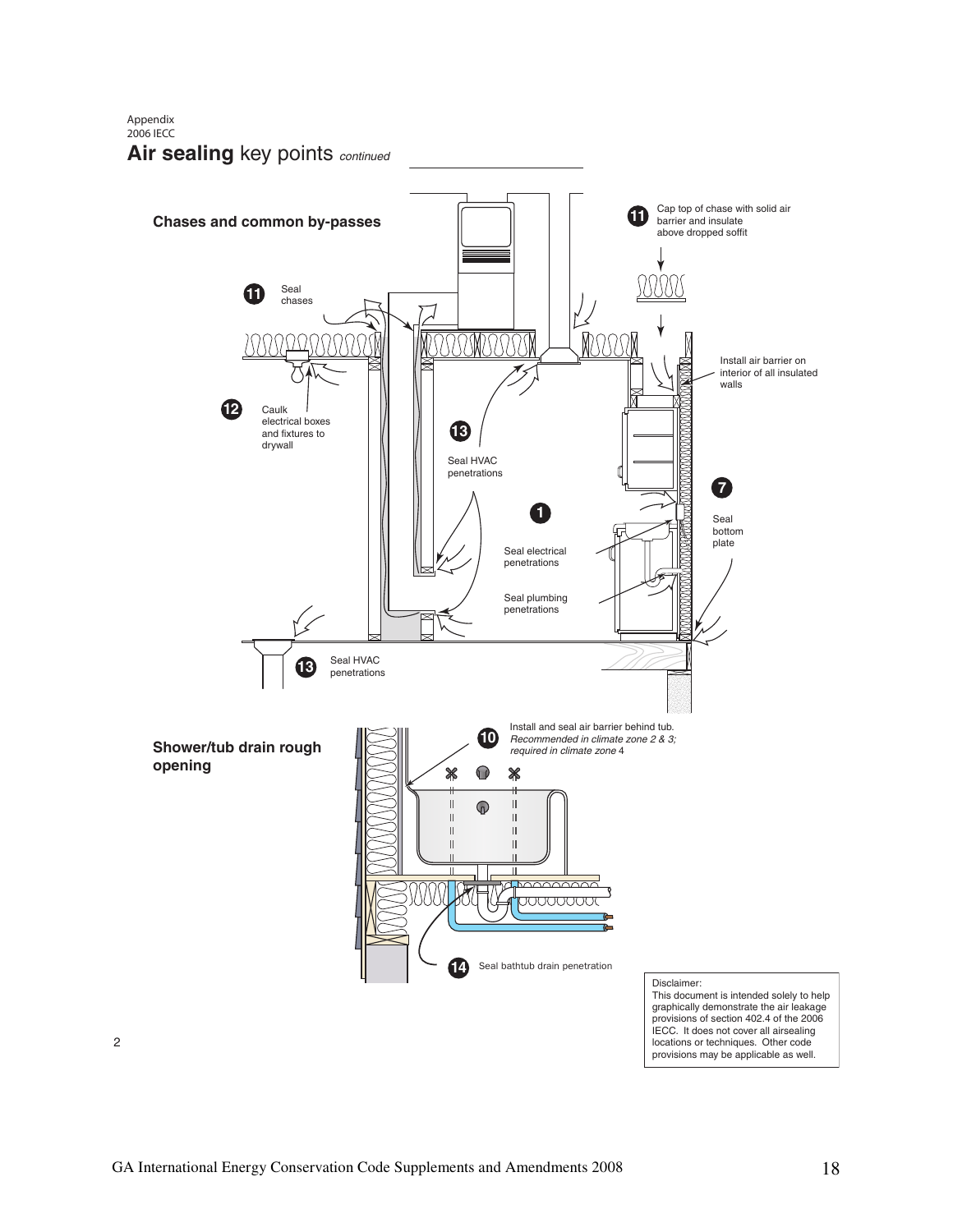Appendix
2006 IECC

# **Air sealing** key points *continued*

## Chases and common by-passes

11 Cap top of chase with solid air barrier and insulate above dropped soffit

11 Seal chases

12 Caulk electrical boxes and fixtures to drywall

13 Seal HVAC penetrations

Install air barrier on interior of all insulated walls

1

7 Seal bottom plate

Seal electrical penetrations

Seal plumbing penetrations

13 Seal HVAC penetrations

## Shower/tub drain rough opening

10 Install and seal air barrier behind tub. *Recommended in climate zone 2 & 3; required in climate zone* 4

14 Seal bathtub drain penetration

Disclaimer:
This document is intended solely to help graphically demonstrate the air leakage provisions of section 402.4 of the 2006 IECC. It does not cover all airsealing locations or techniques. Other code provisions may be applicable as well.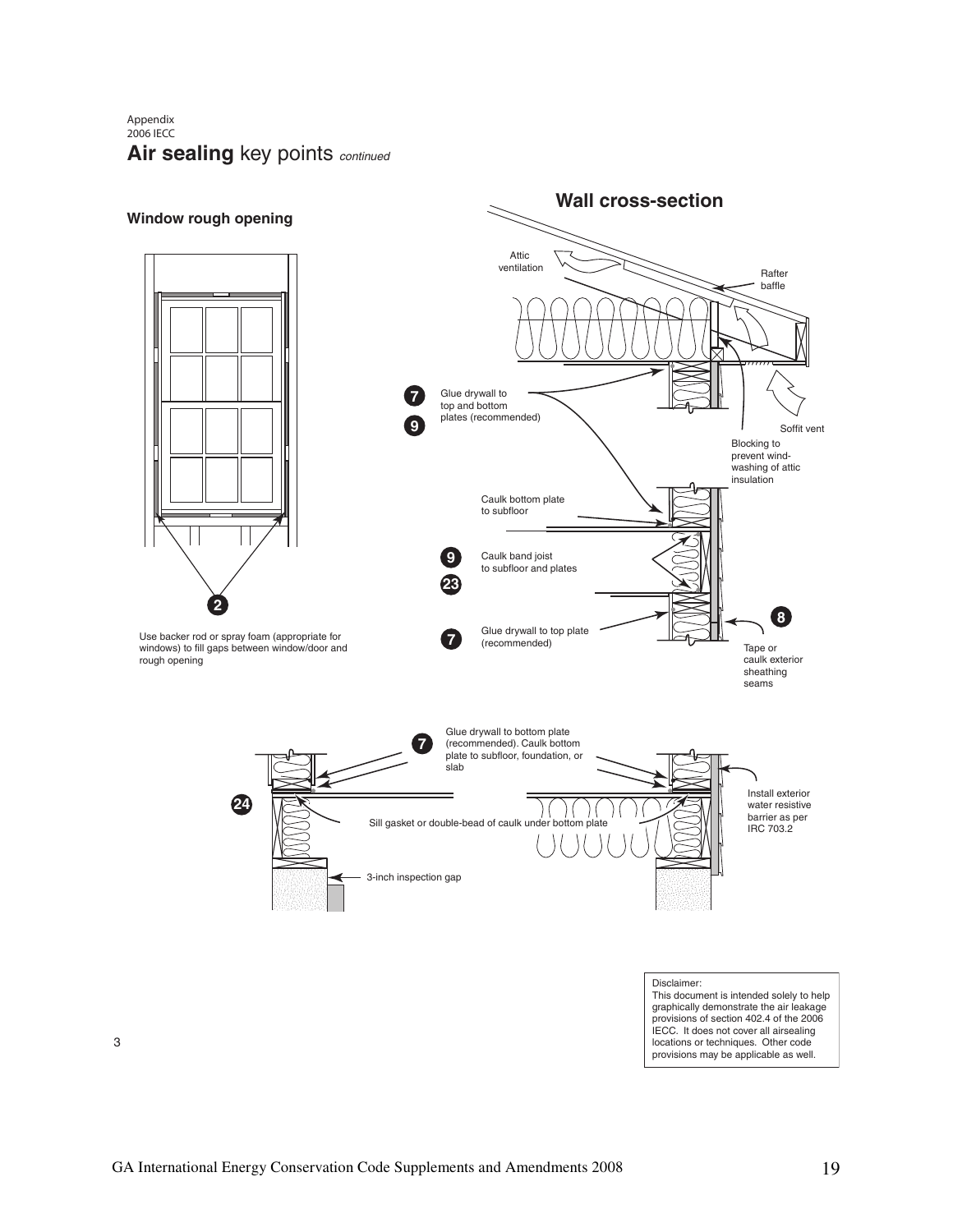Appendix
2006 IECC

# **Air sealing** key points *continued*

## Window rough opening

2

Use backer rod or spray foam (appropriate for windows) to fill gaps between window/door and rough opening

## Wall cross-section

Attic ventilation

Rafter baffle

Soffit vent

Blocking to prevent wind-washing of attic insulation

7 9 Glue drywall to top and bottom plates (recommended)

Caulk bottom plate to subfloor

9 23 Caulk band joist to subfloor and plates

7 Glue drywall to top plate (recommended)

8 Tape or caulk exterior sheathing seams

7 Glue drywall to bottom plate (recommended). Caulk bottom plate to subfloor, foundation, or slab

24 Sill gasket or double-bead of caulk under bottom plate

Install exterior water resistive barrier as per IRC 703.2

3-inch inspection gap

Disclaimer:
This document is intended solely to help graphically demonstrate the air leakage provisions of section 402.4 of the 2006 IECC. It does not cover all airsealing locations or techniques. Other code provisions may be applicable as well.

3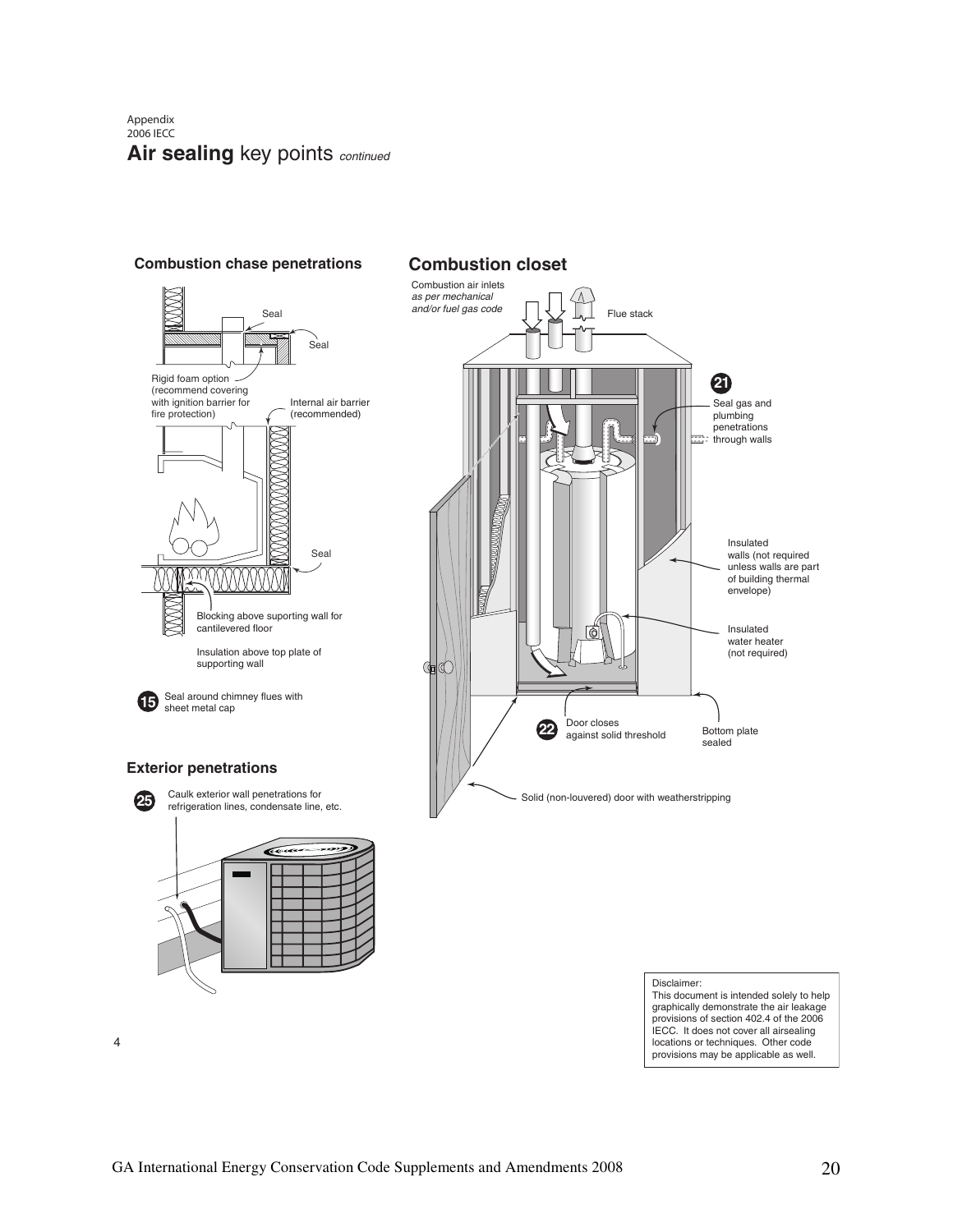Appendix
2006 IECC

# **Air sealing** key points *continued*

## Combustion chase penetrations

Seal

Seal

Rigid foam option (recommend covering with ignition barrier for fire protection)

Internal air barrier (recommended)

Seal

Blocking above suporting wall for cantilevered floor

Insulation above top plate of supporting wall

**15** Seal around chimney flues with sheet metal cap

## Exterior penetrations

**25** Caulk exterior wall penetrations for refrigeration lines, condensate line, etc.

## Combustion closet

Combustion air inlets *as per mechanical and/or fuel gas code*

Flue stack

**21** Seal gas and plumbing penetrations through walls

Insulated walls (not required unless walls are part of building thermal envelope)

Insulated water heater (not required)

**22** Door closes against solid threshold

Bottom plate sealed

Solid (non-louvered) door with weatherstripping

Disclaimer:
This document is intended solely to help graphically demonstrate the air leakage provisions of section 402.4 of the 2006 IECC. It does not cover all airsealing locations or techniques. Other code provisions may be applicable as well.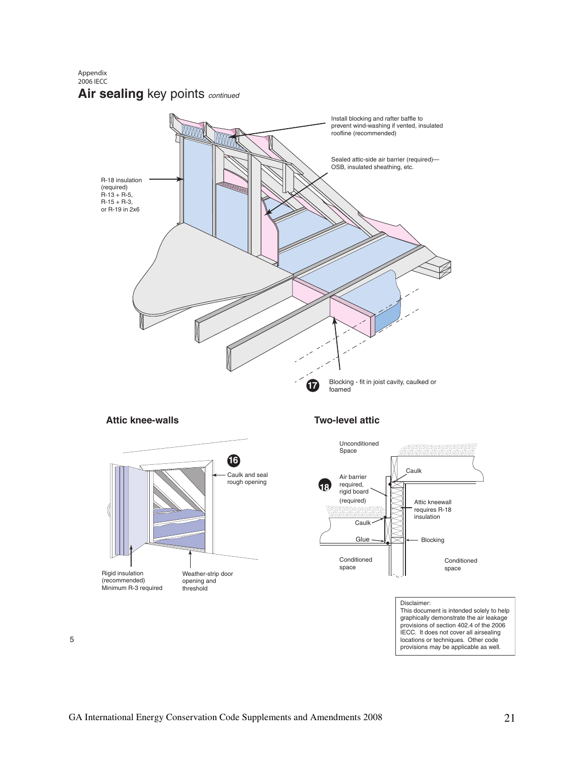Appendix
2006 IECC

# **Air sealing** key points *continued*

Install blocking and rafter baffle to prevent wind-washing if vented, insulated roofline (recommended)

Sealed attic-side air barrier (required)—OSB, insulated sheathing, etc.

R-18 insulation (required)
R-13 + R-5,
R-15 + R-3,
or R-19 in 2x6

17 Blocking - fit in joist cavity, caulked or foamed

### Attic knee-walls

16 Caulk and seal rough opening

Rigid insulation (recommended)
Minimum R-3 required

Weather-strip door opening and threshold

### Two-level attic

Unconditioned Space

Caulk

18 Air barrier required, rigid board (required)

Attic kneewall requires R-18 insulation

Caulk

Glue

Blocking

Conditioned space

Conditioned space

Disclaimer:
This document is intended solely to help graphically demonstrate the air leakage provisions of section 402.4 of the 2006 IECC. It does not cover all airsealing locations or techniques. Other code provisions may be applicable as well.

GA International Energy Conservation Code Supplements and Amendments 2008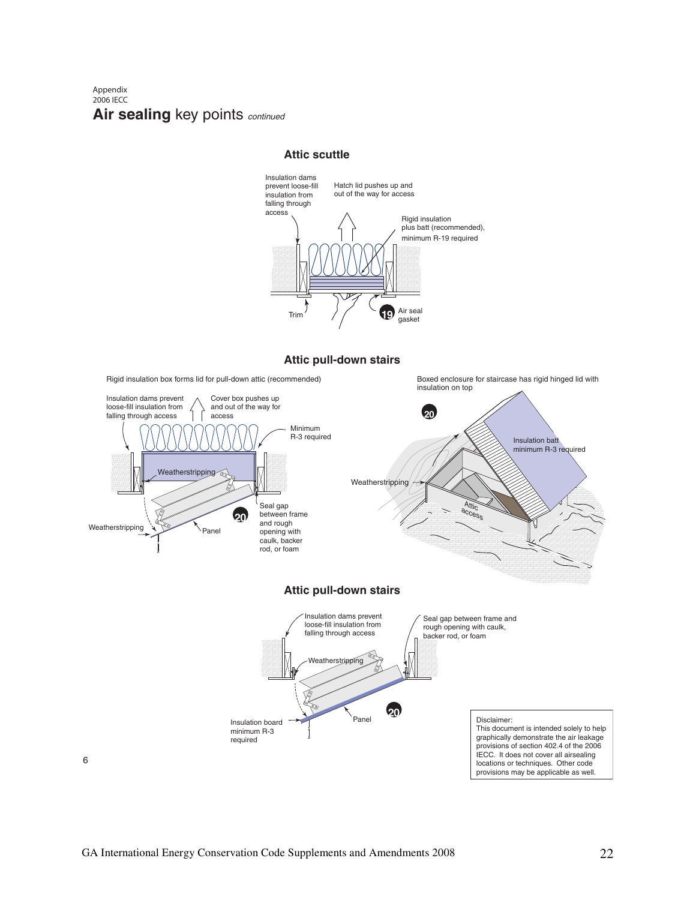Appendix
2006 IECC

# **Air sealing** key points *continued*

## Attic scuttle

Insulation dams prevent loose-fill insulation from falling through access

Hatch lid pushes up and out of the way for access

Rigid insulation plus batt (recommended), minimum R-19 required

Trim

19 Air seal gasket

## Attic pull-down stairs

Rigid insulation box forms lid for pull-down attic (recommended)

Insulation dams prevent loose-fill insulation from falling through access

Cover box pushes up and out of the way for access

Minimum R-3 required

Weatherstripping

Seal gap between frame and rough opening with caulk, backer rod, or foam

20

Weatherstripping

Panel

Boxed enclosure for staircase has rigid hinged lid with insulation on top

20

Insulation batt minimum R-3 required

Weatherstripping

Attic access

## Attic pull-down stairs

Insulation dams prevent loose-fill insulation from falling through access

Seal gap between frame and rough opening with caulk, backer rod, or foam

Weatherstripping

20

Panel

Insulation board minimum R-3 required

Disclaimer:
This document is intended solely to help graphically demonstrate the air leakage provisions of section 402.4 of the 2006 IECC. It does not cover all airsealing locations or techniques. Other code provisions may be applicable as well.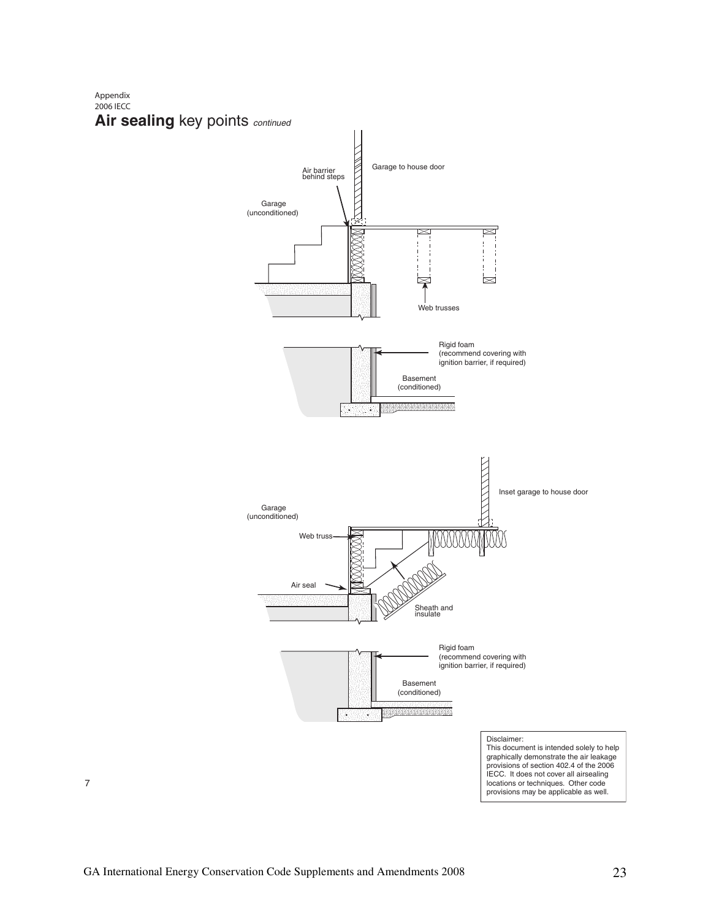Appendix
2006 IECC

## **Air sealing** key points *continued*

Garage to house door

Air barrier behind steps

Garage (unconditioned)

Web trusses

Rigid foam (recommend covering with ignition barrier, if required)

Basement (conditioned)

Inset garage to house door

Garage (unconditioned)

Web truss

Air seal

Sheath and insulate

Rigid foam (recommend covering with ignition barrier, if required)

Basement (conditioned)

Disclaimer:
This document is intended solely to help graphically demonstrate the air leakage provisions of section 402.4 of the 2006 IECC. It does not cover all airsealing locations or techniques. Other code provisions may be applicable as well.